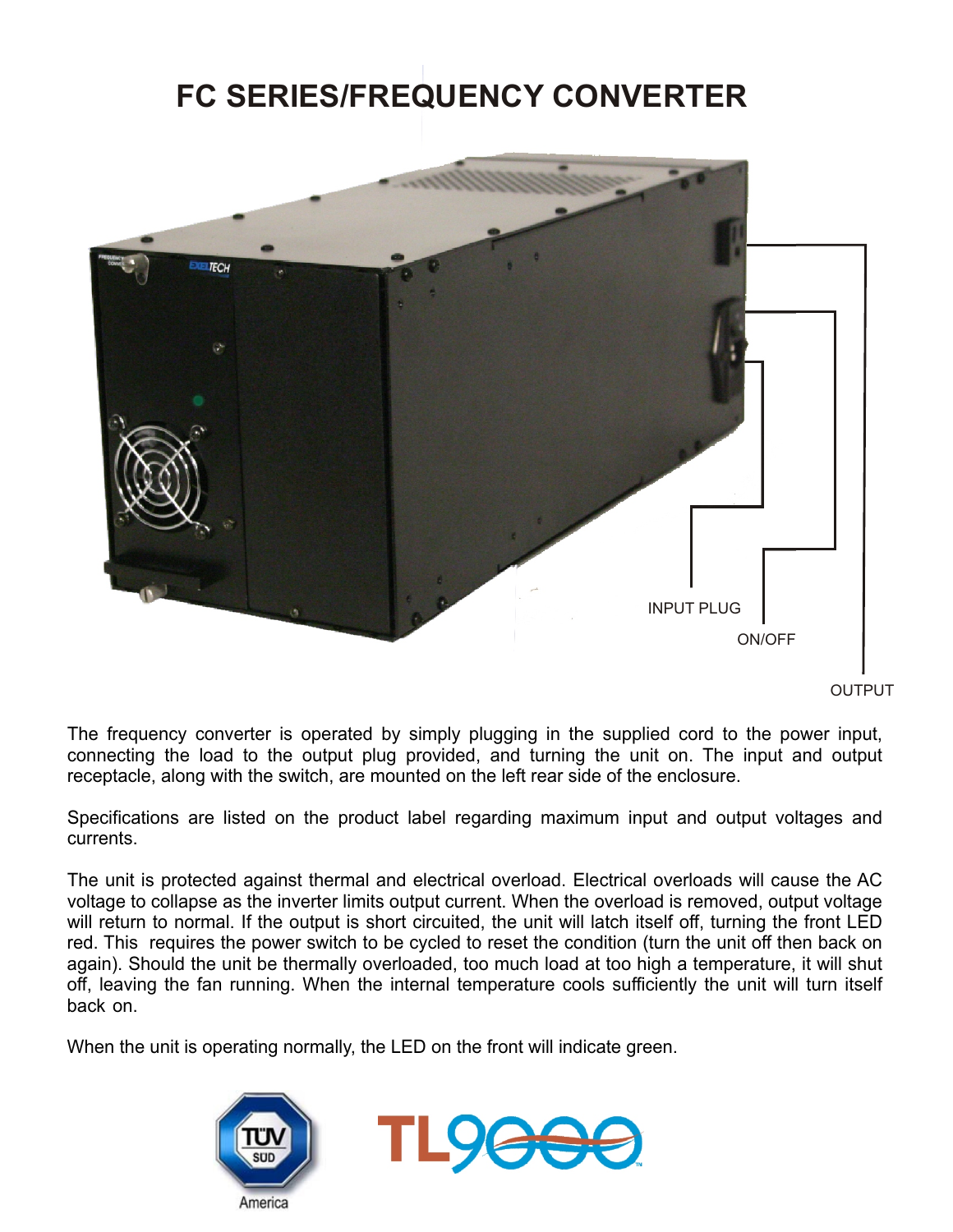# FC SERIES/FREQUENCY CONVERTER

INPUT PLUG

ON/OFF

OUTPUT

The frequency converter is operated by simply plugging in the supplied cord to the power input, connecting the load to the output plug provided, and turning the unit on. The input and output receptacle, along with the switch, are mounted on the left rear side of the enclosure.

Specifications are listed on the product label regarding maximum input and output voltages and currents.

The unit is protected against thermal and electrical overload. Electrical overloads will cause the AC voltage to collapse as the inverter limits output current. When the overload is removed, output voltage will return to normal. If the output is short circuited, the unit will latch itself off, turning the front LED red. This requires the power switch to be cycled to reset the condition (turn the unit off then back on again). Should the unit be thermally overloaded, too much load at too high a temperature, it will shut off, leaving the fan running. When the internal temperature cools sufficiently the unit will turn itself back on.

When the unit is operating normally, the LED on the front will indicate green.

TÜV SÜD America

TL9000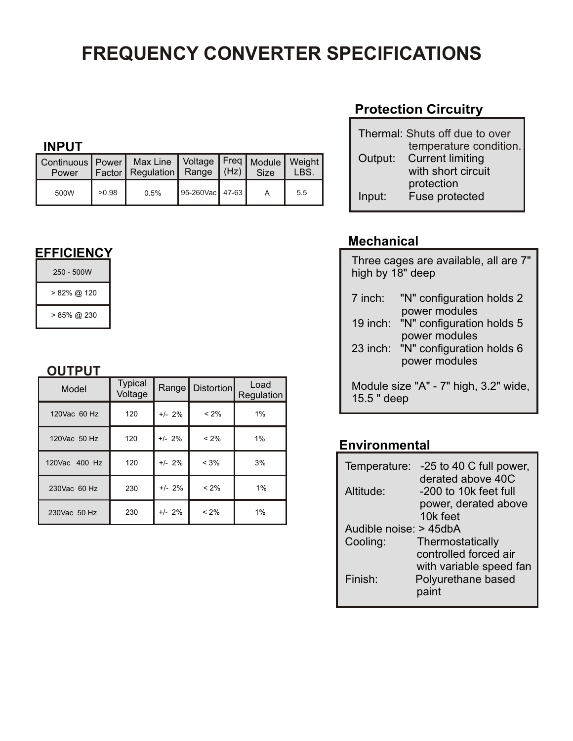# FREQUENCY CONVERTER SPECIFICATIONS

## INPUT

| Continuous Power | Power Factor | Max Line Regulation | Voltage Range | Freq (Hz) | Module Size | Weight LBS. |
|---|---|---|---|---|---|---|
| 500W | >0.98 | 0.5% | 95-260Vac | 47-63 | A | 5.5 |

## EFFICIENCY

| 250 - 500W |
|---|
| > 82% @ 120 |
| > 85% @ 230 |

## OUTPUT

| Model | Typical Voltage | Range | Distortion | Load Regulation |
|---|---|---|---|---|
| 120Vac 60 Hz | 120 | +/- 2% | < 2% | 1% |
| 120Vac 50 Hz | 120 | +/- 2% | < 2% | 1% |
| 120Vac 400 Hz | 120 | +/- 2% | < 3% | 3% |
| 230Vac 60 Hz | 230 | +/- 2% | < 2% | 1% |
| 230Vac 50 Hz | 230 | +/- 2% | < 2% | 1% |

## Protection Circuitry

Thermal: Shuts off due to over temperature condition.
Output: Current limiting with short circuit protection
Input: Fuse protected

## Mechanical

Three cages are available, all are 7" high by 18" deep

7 inch: "N" configuration holds 2 power modules
19 inch: "N" configuration holds 5 power modules
23 inch: "N" configuration holds 6 power modules

Module size "A" - 7" high, 3.2" wide, 15.5 " deep

## Environmental

Temperature: -25 to 40 C full power, derated above 40C
Altitude: -200 to 10k feet full power, derated above 10k feet
Audible noise: > 45dbA
Cooling: Thermostatically controlled forced air with variable speed fan
Finish: Polyurethane based paint